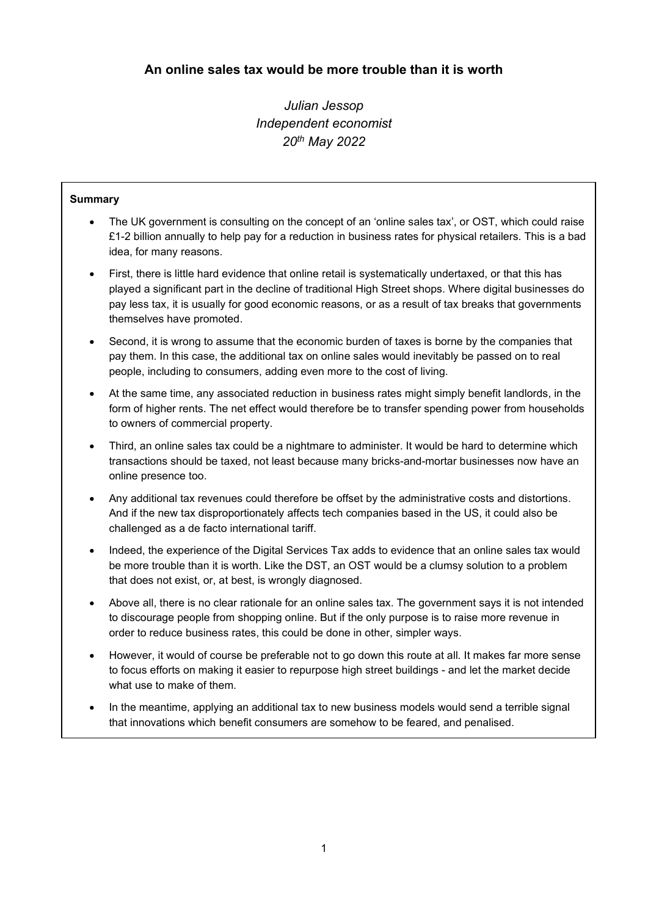# An online sales tax would be more trouble than it is worth

*Julian Jessop*
*Independent economist*
*20th May 2022*

**Summary**

- The UK government is consulting on the concept of an 'online sales tax', or OST, which could raise £1-2 billion annually to help pay for a reduction in business rates for physical retailers. This is a bad idea, for many reasons.
- First, there is little hard evidence that online retail is systematically undertaxed, or that this has played a significant part in the decline of traditional High Street shops. Where digital businesses do pay less tax, it is usually for good economic reasons, or as a result of tax breaks that governments themselves have promoted.
- Second, it is wrong to assume that the economic burden of taxes is borne by the companies that pay them. In this case, the additional tax on online sales would inevitably be passed on to real people, including to consumers, adding even more to the cost of living.
- At the same time, any associated reduction in business rates might simply benefit landlords, in the form of higher rents. The net effect would therefore be to transfer spending power from households to owners of commercial property.
- Third, an online sales tax could be a nightmare to administer. It would be hard to determine which transactions should be taxed, not least because many bricks-and-mortar businesses now have an online presence too.
- Any additional tax revenues could therefore be offset by the administrative costs and distortions. And if the new tax disproportionately affects tech companies based in the US, it could also be challenged as a de facto international tariff.
- Indeed, the experience of the Digital Services Tax adds to evidence that an online sales tax would be more trouble than it is worth. Like the DST, an OST would be a clumsy solution to a problem that does not exist, or, at best, is wrongly diagnosed.
- Above all, there is no clear rationale for an online sales tax. The government says it is not intended to discourage people from shopping online. But if the only purpose is to raise more revenue in order to reduce business rates, this could be done in other, simpler ways.
- However, it would of course be preferable not to go down this route at all. It makes far more sense to focus efforts on making it easier to repurpose high street buildings - and let the market decide what use to make of them.
- In the meantime, applying an additional tax to new business models would send a terrible signal that innovations which benefit consumers are somehow to be feared, and penalised.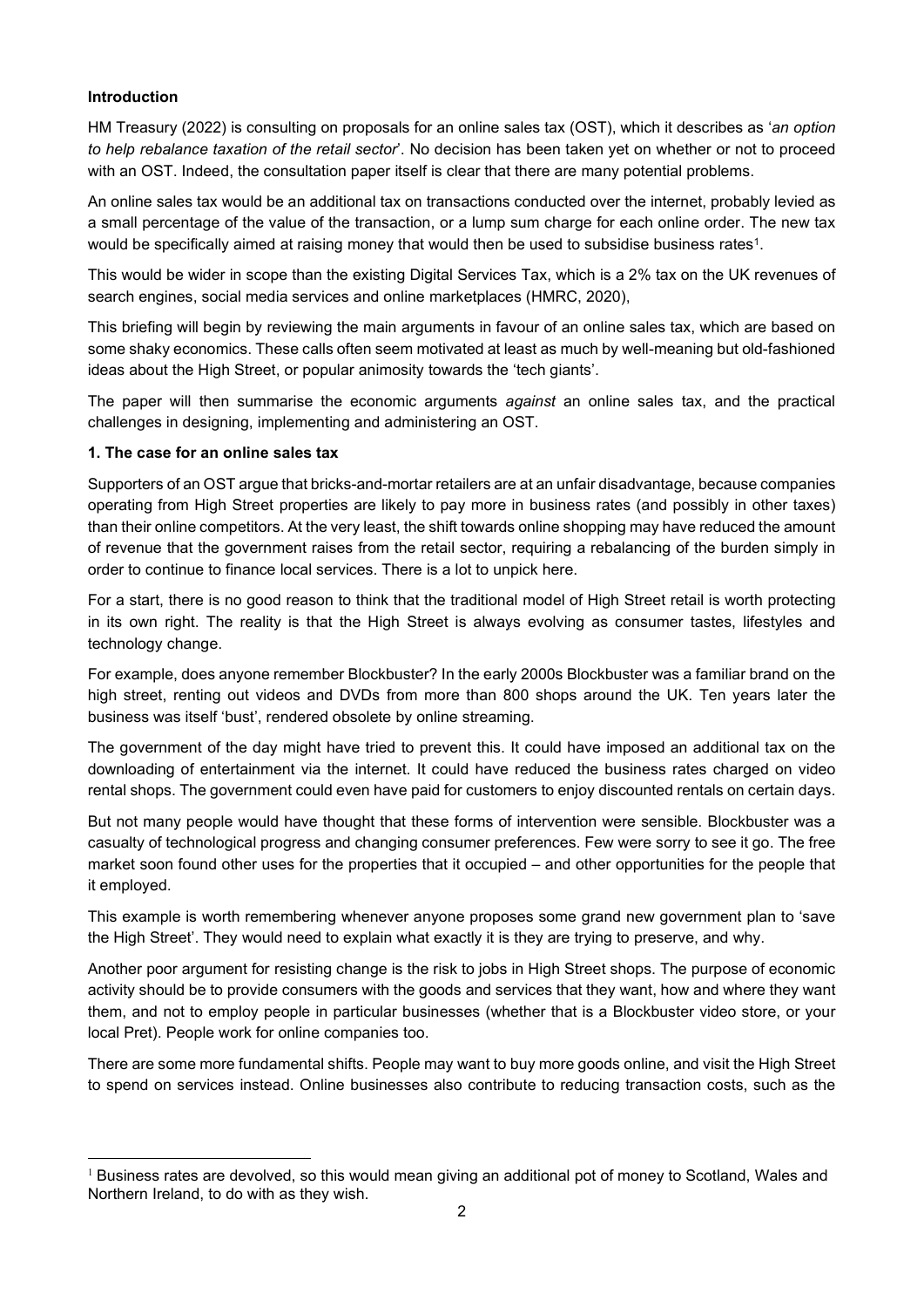**Introduction**

HM Treasury (2022) is consulting on proposals for an online sales tax (OST), which it describes as '*an option to help rebalance taxation of the retail sector*'. No decision has been taken yet on whether or not to proceed with an OST. Indeed, the consultation paper itself is clear that there are many potential problems.

An online sales tax would be an additional tax on transactions conducted over the internet, probably levied as a small percentage of the value of the transaction, or a lump sum charge for each online order. The new tax would be specifically aimed at raising money that would then be used to subsidise business rates[1].

This would be wider in scope than the existing Digital Services Tax, which is a 2% tax on the UK revenues of search engines, social media services and online marketplaces (HMRC, 2020),

This briefing will begin by reviewing the main arguments in favour of an online sales tax, which are based on some shaky economics. These calls often seem motivated at least as much by well-meaning but old-fashioned ideas about the High Street, or popular animosity towards the 'tech giants'.

The paper will then summarise the economic arguments *against* an online sales tax, and the practical challenges in designing, implementing and administering an OST.

**1. The case for an online sales tax**

Supporters of an OST argue that bricks-and-mortar retailers are at an unfair disadvantage, because companies operating from High Street properties are likely to pay more in business rates (and possibly in other taxes) than their online competitors. At the very least, the shift towards online shopping may have reduced the amount of revenue that the government raises from the retail sector, requiring a rebalancing of the burden simply in order to continue to finance local services. There is a lot to unpick here.

For a start, there is no good reason to think that the traditional model of High Street retail is worth protecting in its own right. The reality is that the High Street is always evolving as consumer tastes, lifestyles and technology change.

For example, does anyone remember Blockbuster? In the early 2000s Blockbuster was a familiar brand on the high street, renting out videos and DVDs from more than 800 shops around the UK. Ten years later the business was itself 'bust', rendered obsolete by online streaming.

The government of the day might have tried to prevent this. It could have imposed an additional tax on the downloading of entertainment via the internet. It could have reduced the business rates charged on video rental shops. The government could even have paid for customers to enjoy discounted rentals on certain days.

But not many people would have thought that these forms of intervention were sensible. Blockbuster was a casualty of technological progress and changing consumer preferences. Few were sorry to see it go. The free market soon found other uses for the properties that it occupied – and other opportunities for the people that it employed.

This example is worth remembering whenever anyone proposes some grand new government plan to 'save the High Street'. They would need to explain what exactly it is they are trying to preserve, and why.

Another poor argument for resisting change is the risk to jobs in High Street shops. The purpose of economic activity should be to provide consumers with the goods and services that they want, how and where they want them, and not to employ people in particular businesses (whether that is a Blockbuster video store, or your local Pret). People work for online companies too.

There are some more fundamental shifts. People may want to buy more goods online, and visit the High Street to spend on services instead. Online businesses also contribute to reducing transaction costs, such as the

[1] Business rates are devolved, so this would mean giving an additional pot of money to Scotland, Wales and Northern Ireland, to do with as they wish.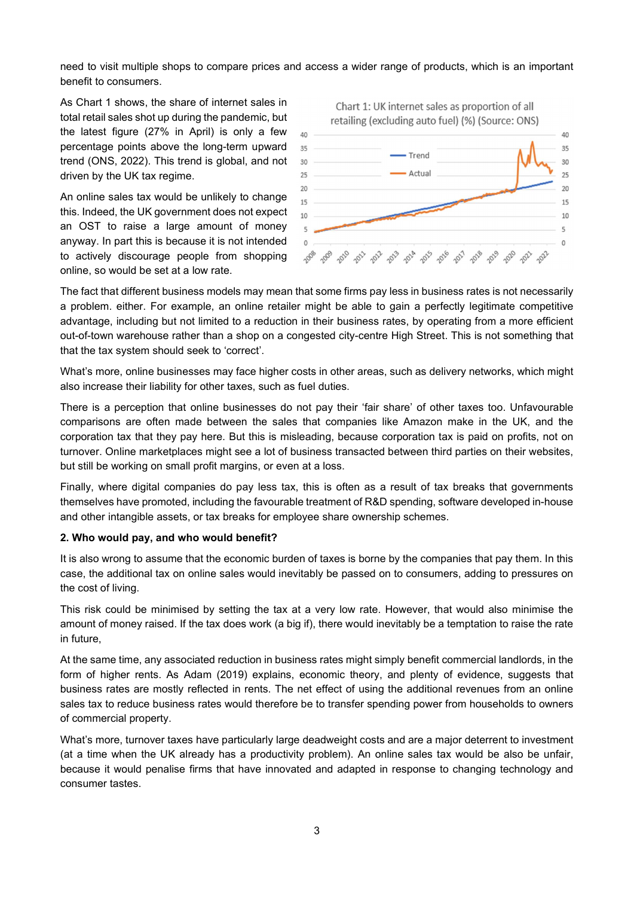need to visit multiple shops to compare prices and access a wider range of products, which is an important benefit to consumers.

As Chart 1 shows, the share of internet sales in total retail sales shot up during the pandemic, but the latest figure (27% in April) is only a few percentage points above the long-term upward trend (ONS, 2022). This trend is global, and not driven by the UK tax regime.

An online sales tax would be unlikely to change this. Indeed, the UK government does not expect an OST to raise a large amount of money anyway. In part this is because it is not intended to actively discourage people from shopping online, so would be set at a low rate.

Chart 1: UK internet sales as proportion of all retailing (excluding auto fuel) (%) (Source: ONS)

The fact that different business models may mean that some firms pay less in business rates is not necessarily a problem. either. For example, an online retailer might be able to gain a perfectly legitimate competitive advantage, including but not limited to a reduction in their business rates, by operating from a more efficient out-of-town warehouse rather than a shop on a congested city-centre High Street. This is not something that that the tax system should seek to 'correct'.

What's more, online businesses may face higher costs in other areas, such as delivery networks, which might also increase their liability for other taxes, such as fuel duties.

There is a perception that online businesses do not pay their 'fair share' of other taxes too. Unfavourable comparisons are often made between the sales that companies like Amazon make in the UK, and the corporation tax that they pay here. But this is misleading, because corporation tax is paid on profits, not on turnover. Online marketplaces might see a lot of business transacted between third parties on their websites, but still be working on small profit margins, or even at a loss.

Finally, where digital companies do pay less tax, this is often as a result of tax breaks that governments themselves have promoted, including the favourable treatment of R&D spending, software developed in-house and other intangible assets, or tax breaks for employee share ownership schemes.

**2. Who would pay, and who would benefit?**

It is also wrong to assume that the economic burden of taxes is borne by the companies that pay them. In this case, the additional tax on online sales would inevitably be passed on to consumers, adding to pressures on the cost of living.

This risk could be minimised by setting the tax at a very low rate. However, that would also minimise the amount of money raised. If the tax does work (a big if), there would inevitably be a temptation to raise the rate in future,

At the same time, any associated reduction in business rates might simply benefit commercial landlords, in the form of higher rents. As Adam (2019) explains, economic theory, and plenty of evidence, suggests that business rates are mostly reflected in rents. The net effect of using the additional revenues from an online sales tax to reduce business rates would therefore be to transfer spending power from households to owners of commercial property.

What's more, turnover taxes have particularly large deadweight costs and are a major deterrent to investment (at a time when the UK already has a productivity problem). An online sales tax would be also be unfair, because it would penalise firms that have innovated and adapted in response to changing technology and consumer tastes.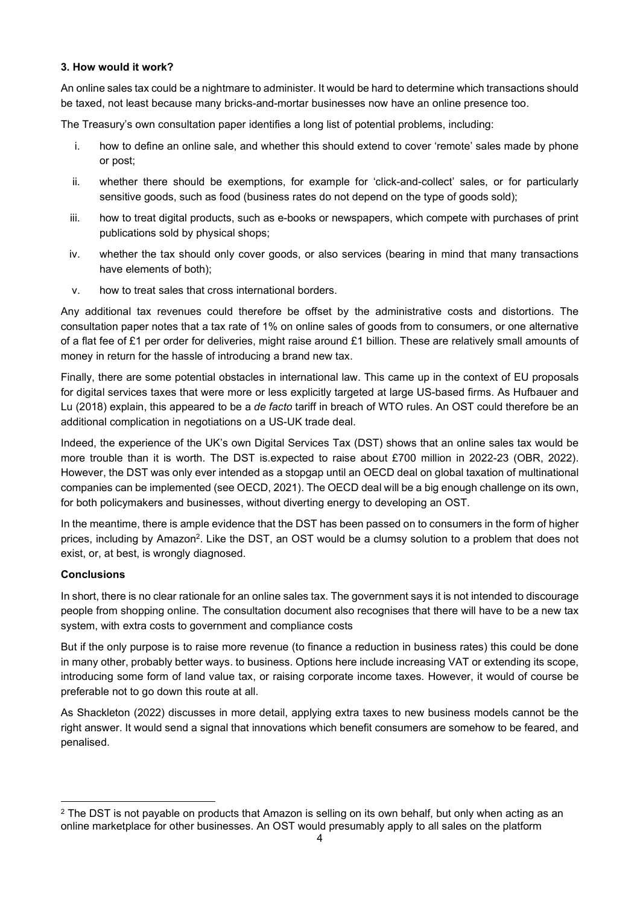**3. How would it work?**

An online sales tax could be a nightmare to administer. It would be hard to determine which transactions should be taxed, not least because many bricks-and-mortar businesses now have an online presence too.

The Treasury's own consultation paper identifies a long list of potential problems, including:

i. how to define an online sale, and whether this should extend to cover 'remote' sales made by phone or post;

ii. whether there should be exemptions, for example for 'click-and-collect' sales, or for particularly sensitive goods, such as food (business rates do not depend on the type of goods sold);

iii. how to treat digital products, such as e-books or newspapers, which compete with purchases of print publications sold by physical shops;

iv. whether the tax should only cover goods, or also services (bearing in mind that many transactions have elements of both);

v. how to treat sales that cross international borders.

Any additional tax revenues could therefore be offset by the administrative costs and distortions. The consultation paper notes that a tax rate of 1% on online sales of goods from to consumers, or one alternative of a flat fee of £1 per order for deliveries, might raise around £1 billion. These are relatively small amounts of money in return for the hassle of introducing a brand new tax.

Finally, there are some potential obstacles in international law. This came up in the context of EU proposals for digital services taxes that were more or less explicitly targeted at large US-based firms. As Hufbauer and Lu (2018) explain, this appeared to be a *de facto* tariff in breach of WTO rules. An OST could therefore be an additional complication in negotiations on a US-UK trade deal.

Indeed, the experience of the UK's own Digital Services Tax (DST) shows that an online sales tax would be more trouble than it is worth. The DST is.expected to raise about £700 million in 2022-23 (OBR, 2022). However, the DST was only ever intended as a stopgap until an OECD deal on global taxation of multinational companies can be implemented (see OECD, 2021). The OECD deal will be a big enough challenge on its own, for both policymakers and businesses, without diverting energy to developing an OST.

In the meantime, there is ample evidence that the DST has been passed on to consumers in the form of higher prices, including by Amazon[2]. Like the DST, an OST would be a clumsy solution to a problem that does not exist, or, at best, is wrongly diagnosed.

**Conclusions**

In short, there is no clear rationale for an online sales tax. The government says it is not intended to discourage people from shopping online. The consultation document also recognises that there will have to be a new tax system, with extra costs to government and compliance costs

But if the only purpose is to raise more revenue (to finance a reduction in business rates) this could be done in many other, probably better ways. to business. Options here include increasing VAT or extending its scope, introducing some form of land value tax, or raising corporate income taxes. However, it would of course be preferable not to go down this route at all.

As Shackleton (2022) discusses in more detail, applying extra taxes to new business models cannot be the right answer. It would send a signal that innovations which benefit consumers are somehow to be feared, and penalised.

---

[2] The DST is not payable on products that Amazon is selling on its own behalf, but only when acting as an online marketplace for other businesses. An OST would presumably apply to all sales on the platform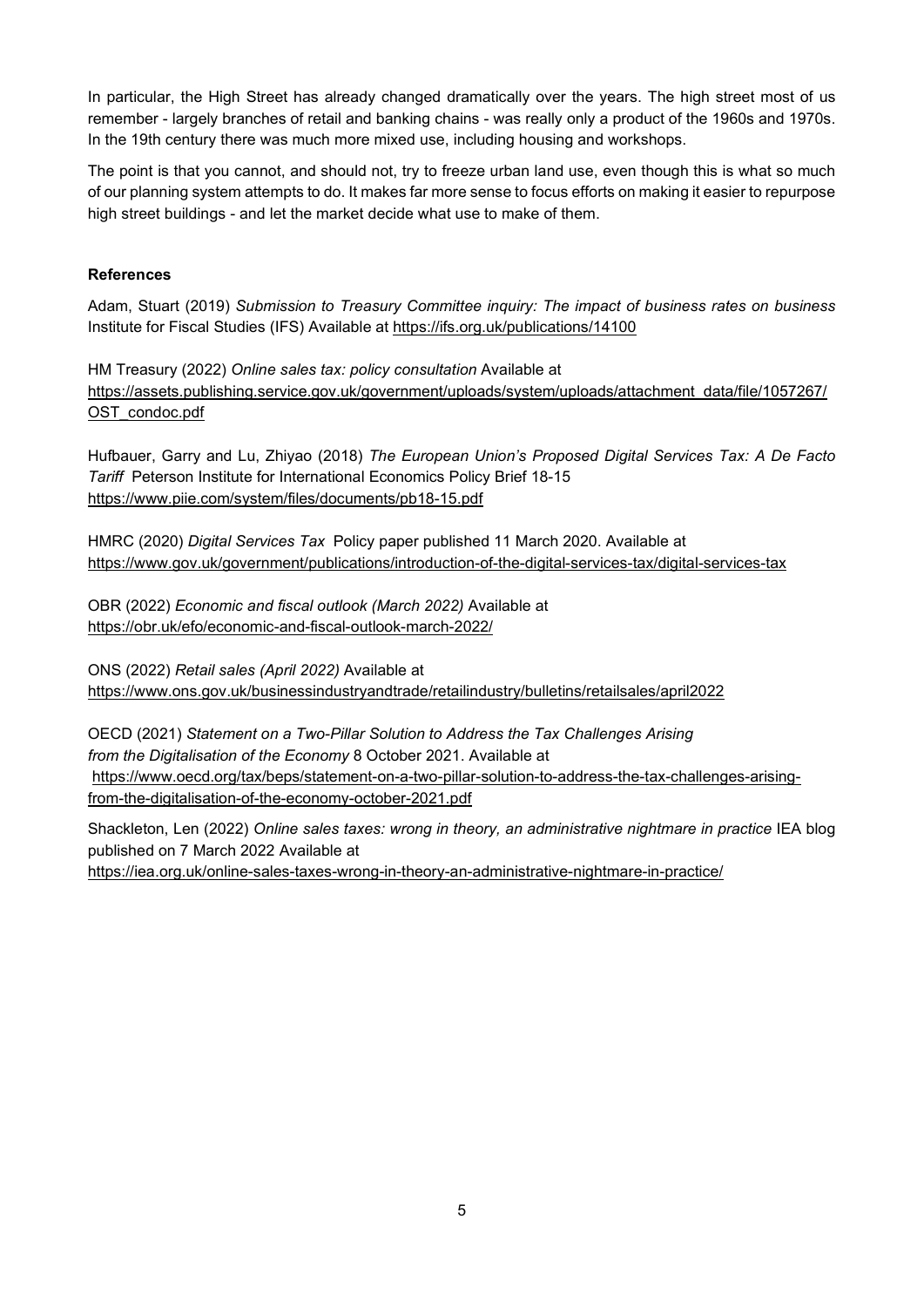In particular, the High Street has already changed dramatically over the years. The high street most of us remember - largely branches of retail and banking chains - was really only a product of the 1960s and 1970s. In the 19th century there was much more mixed use, including housing and workshops.

The point is that you cannot, and should not, try to freeze urban land use, even though this is what so much of our planning system attempts to do. It makes far more sense to focus efforts on making it easier to repurpose high street buildings - and let the market decide what use to make of them.

**References**

Adam, Stuart (2019) *Submission to Treasury Committee inquiry: The impact of business rates on business* Institute for Fiscal Studies (IFS) Available at https://ifs.org.uk/publications/14100

HM Treasury (2022) *Online sales tax: policy consultation* Available at https://assets.publishing.service.gov.uk/government/uploads/system/uploads/attachment_data/file/1057267/OST_condoc.pdf

Hufbauer, Garry and Lu, Zhiyao (2018) *The European Union's Proposed Digital Services Tax: A De Facto Tariff* Peterson Institute for International Economics Policy Brief 18-15 https://www.piie.com/system/files/documents/pb18-15.pdf

HMRC (2020) *Digital Services Tax* Policy paper published 11 March 2020. Available at https://www.gov.uk/government/publications/introduction-of-the-digital-services-tax/digital-services-tax

OBR (2022) *Economic and fiscal outlook (March 2022)* Available at https://obr.uk/efo/economic-and-fiscal-outlook-march-2022/

ONS (2022) *Retail sales (April 2022)* Available at https://www.ons.gov.uk/businessindustryandtrade/retailindustry/bulletins/retailsales/april2022

OECD (2021) *Statement on a Two-Pillar Solution to Address the Tax Challenges Arising from the Digitalisation of the Economy* 8 October 2021. Available at https://www.oecd.org/tax/beps/statement-on-a-two-pillar-solution-to-address-the-tax-challenges-arising-from-the-digitalisation-of-the-economy-october-2021.pdf

Shackleton, Len (2022) *Online sales taxes: wrong in theory, an administrative nightmare in practice* IEA blog published on 7 March 2022 Available at https://iea.org.uk/online-sales-taxes-wrong-in-theory-an-administrative-nightmare-in-practice/